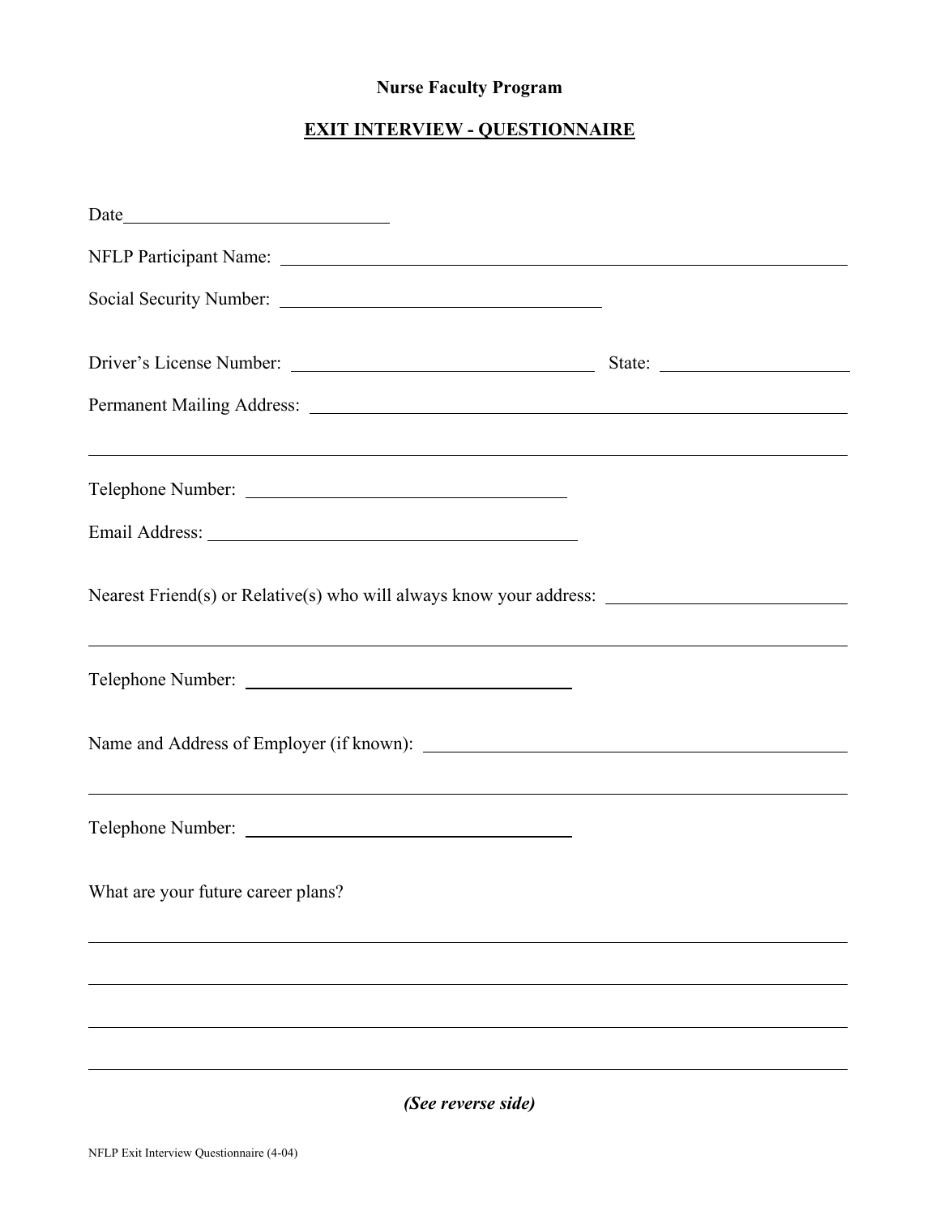**Nurse Faculty Program**

**EXIT INTERVIEW - QUESTIONNAIRE**

Date______________________________

NFLP Participant Name: ________________________________________________________________

Social Security Number: ____________________________________

Driver's License Number: __________________________________ State: ____________________

Permanent Mailing Address: _____________________________________________________________

_______________________________________________________________________________________

Telephone Number: ____________________________________

Email Address: __________________________________________

Nearest Friend(s) or Relative(s) who will always know your address: __________________________

_______________________________________________________________________________________

Telephone Number: _____________________________________

Name and Address of Employer (if known): ________________________________________________

_______________________________________________________________________________________

Telephone Number: _____________________________________

What are your future career plans?

_______________________________________________________________________________________

_______________________________________________________________________________________

_______________________________________________________________________________________

_______________________________________________________________________________________

***(See reverse side)***

NFLP Exit Interview Questionnaire (4-04)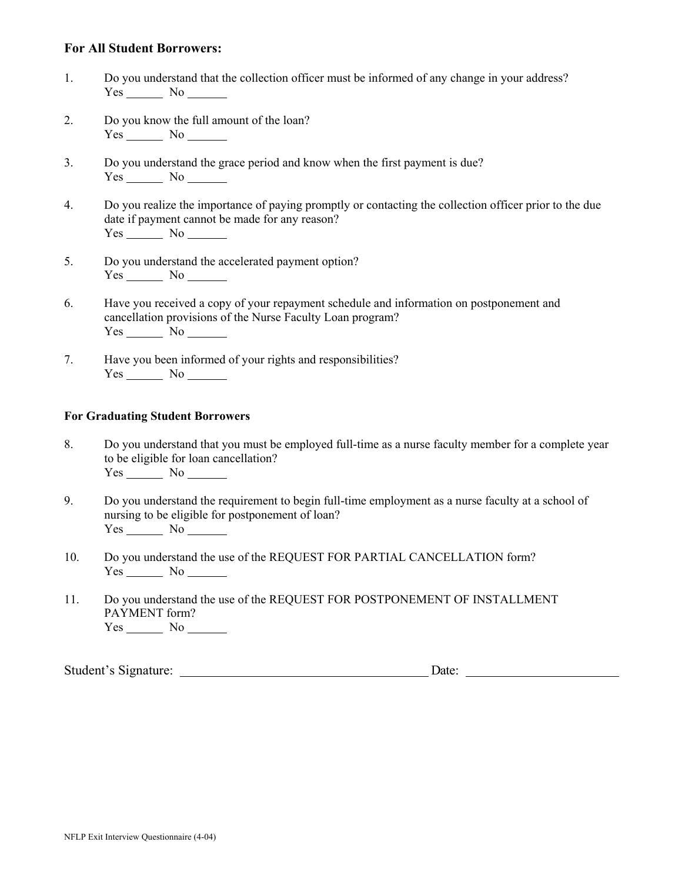**For All Student Borrowers:**

1. Do you understand that the collection officer must be informed of any change in your address?
   Yes ______ No ______

2. Do you know the full amount of the loan?
   Yes ______ No ______

3. Do you understand the grace period and know when the first payment is due?
   Yes ______ No ______

4. Do you realize the importance of paying promptly or contacting the collection officer prior to the due date if payment cannot be made for any reason?
   Yes ______ No ______

5. Do you understand the accelerated payment option?
   Yes ______ No ______

6. Have you received a copy of your repayment schedule and information on postponement and cancellation provisions of the Nurse Faculty Loan program?
   Yes ______ No ______

7. Have you been informed of your rights and responsibilities?
   Yes ______ No ______

**For Graduating Student Borrowers**

8. Do you understand that you must be employed full-time as a nurse faculty member for a complete year to be eligible for loan cancellation?
   Yes ______ No ______

9. Do you understand the requirement to begin full-time employment as a nurse faculty at a school of nursing to be eligible for postponement of loan?
   Yes ______ No ______

10. Do you understand the use of the REQUEST FOR PARTIAL CANCELLATION form?
    Yes ______ No ______

11. Do you understand the use of the REQUEST FOR POSTPONEMENT OF INSTALLMENT PAYMENT form?
    Yes ______ No ______

Student's Signature: ________________________________ Date: ____________________

NFLP Exit Interview Questionnaire (4-04)